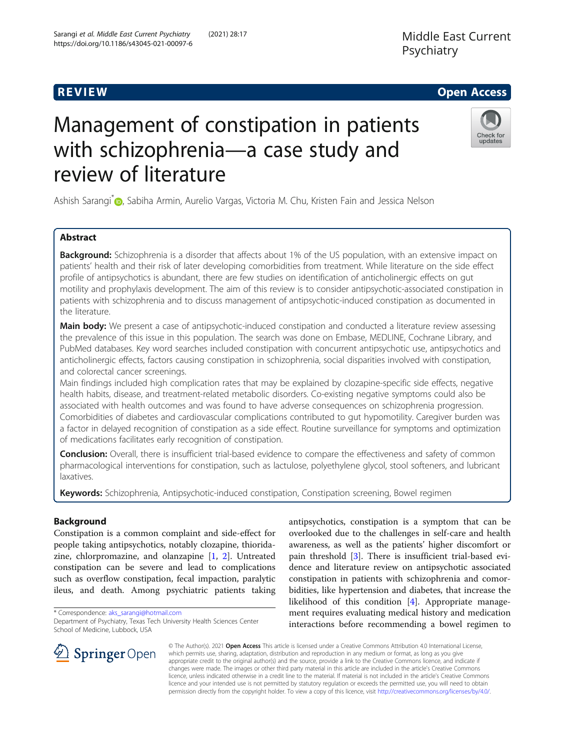REVIEW

Open Access

# Management of constipation in patients with schizophrenia—a case study and review of literature

Ashish Sarangi*, Sabiha Armin, Aurelio Vargas, Victoria M. Chu, Kristen Fain and Jessica Nelson

## Abstract

**Background:** Schizophrenia is a disorder that affects about 1% of the US population, with an extensive impact on patients' health and their risk of later developing comorbidities from treatment. While literature on the side effect profile of antipsychotics is abundant, there are few studies on identification of anticholinergic effects on gut motility and prophylaxis development. The aim of this review is to consider antipsychotic-associated constipation in patients with schizophrenia and to discuss management of antipsychotic-induced constipation as documented in the literature.

**Main body:** We present a case of antipsychotic-induced constipation and conducted a literature review assessing the prevalence of this issue in this population. The search was done on Embase, MEDLINE, Cochrane Library, and PubMed databases. Key word searches included constipation with concurrent antipsychotic use, antipsychotics and anticholinergic effects, factors causing constipation in schizophrenia, social disparities involved with constipation, and colorectal cancer screenings.

Main findings included high complication rates that may be explained by clozapine-specific side effects, negative health habits, disease, and treatment-related metabolic disorders. Co-existing negative symptoms could also be associated with health outcomes and was found to have adverse consequences on schizophrenia progression. Comorbidities of diabetes and cardiovascular complications contributed to gut hypomotility. Caregiver burden was a factor in delayed recognition of constipation as a side effect. Routine surveillance for symptoms and optimization of medications facilitates early recognition of constipation.

**Conclusion:** Overall, there is insufficient trial-based evidence to compare the effectiveness and safety of common pharmacological interventions for constipation, such as lactulose, polyethylene glycol, stool softeners, and lubricant laxatives.

**Keywords:** Schizophrenia, Antipsychotic-induced constipation, Constipation screening, Bowel regimen

## Background

Constipation is a common complaint and side-effect for people taking antipsychotics, notably clozapine, thioridazine, chlorpromazine, and olanzapine [1, 2]. Untreated constipation can be severe and lead to complications such as overflow constipation, fecal impaction, paralytic ileus, and death. Among psychiatric patients taking antipsychotics, constipation is a symptom that can be overlooked due to the challenges in self-care and health awareness, as well as the patients' higher discomfort or pain threshold [3]. There is insufficient trial-based evidence and literature review on antipsychotic associated constipation in patients with schizophrenia and comorbidities, like hypertension and diabetes, that increase the likelihood of this condition [4]. Appropriate management requires evaluating medical history and medication interactions before recommending a bowel regimen to

* Correspondence: aks_sarangi@hotmail.com
Department of Psychiatry, Texas Tech University Health Sciences Center School of Medicine, Lubbock, USA

© The Author(s). 2021 **Open Access** This article is licensed under a Creative Commons Attribution 4.0 International License, which permits use, sharing, adaptation, distribution and reproduction in any medium or format, as long as you give appropriate credit to the original author(s) and the source, provide a link to the Creative Commons licence, and indicate if changes were made. The images or other third party material in this article are included in the article's Creative Commons licence, unless indicated otherwise in a credit line to the material. If material is not included in the article's Creative Commons licence and your intended use is not permitted by statutory regulation or exceeds the permitted use, you will need to obtain permission directly from the copyright holder. To view a copy of this licence, visit http://creativecommons.org/licenses/by/4.0/.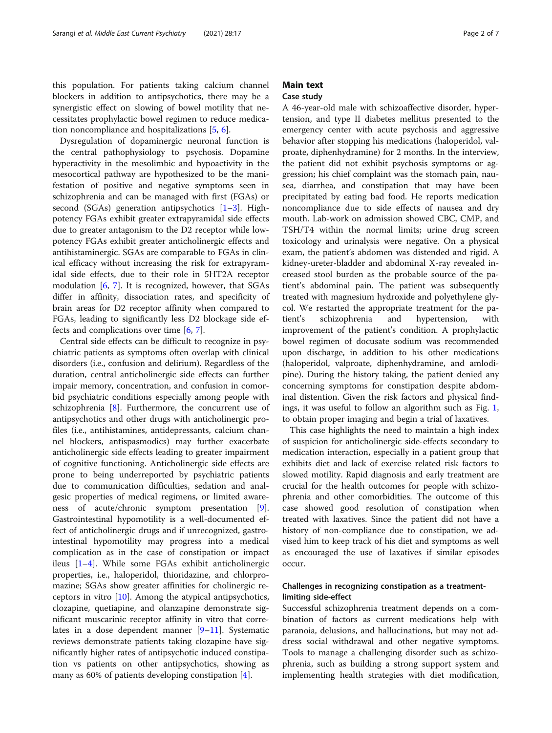this population. For patients taking calcium channel blockers in addition to antipsychotics, there may be a synergistic effect on slowing of bowel motility that necessitates prophylactic bowel regimen to reduce medication noncompliance and hospitalizations [5, 6].

Dysregulation of dopaminergic neuronal function is the central pathophysiology to psychosis. Dopamine hyperactivity in the mesolimbic and hypoactivity in the mesocortical pathway are hypothesized to be the manifestation of positive and negative symptoms seen in schizophrenia and can be managed with first (FGAs) or second (SGAs) generation antipsychotics [1–3]. High-potency FGAs exhibit greater extrapyramidal side effects due to greater antagonism to the D2 receptor while low-potency FGAs exhibit greater anticholinergic effects and antihistaminergic. SGAs are comparable to FGAs in clinical efficacy without increasing the risk for extrapyramidal side effects, due to their role in 5HT2A receptor modulation [6, 7]. It is recognized, however, that SGAs differ in affinity, dissociation rates, and specificity of brain areas for D2 receptor affinity when compared to FGAs, leading to significantly less D2 blockage side effects and complications over time [6, 7].

Central side effects can be difficult to recognize in psychiatric patients as symptoms often overlap with clinical disorders (i.e., confusion and delirium). Regardless of the duration, central anticholinergic side effects can further impair memory, concentration, and confusion in comorbid psychiatric conditions especially among people with schizophrenia [8]. Furthermore, the concurrent use of antipsychotics and other drugs with anticholinergic profiles (i.e., antihistamines, antidepressants, calcium channel blockers, antispasmodics) may further exacerbate anticholinergic side effects leading to greater impairment of cognitive functioning. Anticholinergic side effects are prone to being underreported by psychiatric patients due to communication difficulties, sedation and analgesic properties of medical regimens, or limited awareness of acute/chronic symptom presentation [9]. Gastrointestinal hypomotility is a well-documented effect of anticholinergic drugs and if unrecognized, gastrointestinal hypomotility may progress into a medical complication as in the case of constipation or impact ileus [1–4]. While some FGAs exhibit anticholinergic properties, i.e., haloperidol, thioridazine, and chlorpromazine; SGAs show greater affinities for cholinergic receptors in vitro [10]. Among the atypical antipsychotics, clozapine, quetiapine, and olanzapine demonstrate significant muscarinic receptor affinity in vitro that correlates in a dose dependent manner [9–11]. Systematic reviews demonstrate patients taking clozapine have significantly higher rates of antipsychotic induced constipation vs patients on other antipsychotics, showing as many as 60% of patients developing constipation [4].

## Main text

### Case study

A 46-year-old male with schizoaffective disorder, hypertension, and type II diabetes mellitus presented to the emergency center with acute psychosis and aggressive behavior after stopping his medications (haloperidol, valproate, diphenhydramine) for 2 months. In the interview, the patient did not exhibit psychosis symptoms or aggression; his chief complaint was the stomach pain, nausea, diarrhea, and constipation that may have been precipitated by eating bad food. He reports medication noncompliance due to side effects of nausea and dry mouth. Lab-work on admission showed CBC, CMP, and TSH/T4 within the normal limits; urine drug screen toxicology and urinalysis were negative. On a physical exam, the patient's abdomen was distended and rigid. A kidney-ureter-bladder and abdominal X-ray revealed increased stool burden as the probable source of the patient's abdominal pain. The patient was subsequently treated with magnesium hydroxide and polyethylene glycol. We restarted the appropriate treatment for the patient's schizophrenia and hypertension, with improvement of the patient's condition. A prophylactic bowel regimen of docusate sodium was recommended upon discharge, in addition to his other medications (haloperidol, valproate, diphenhydramine, and amlodipine). During the history taking, the patient denied any concerning symptoms for constipation despite abdominal distention. Given the risk factors and physical findings, it was useful to follow an algorithm such as Fig. 1, to obtain proper imaging and begin a trial of laxatives.

This case highlights the need to maintain a high index of suspicion for anticholinergic side-effects secondary to medication interaction, especially in a patient group that exhibits diet and lack of exercise related risk factors to slowed motility. Rapid diagnosis and early treatment are crucial for the health outcomes for people with schizophrenia and other comorbidities. The outcome of this case showed good resolution of constipation when treated with laxatives. Since the patient did not have a history of non-compliance due to constipation, we advised him to keep track of his diet and symptoms as well as encouraged the use of laxatives if similar episodes occur.

### Challenges in recognizing constipation as a treatment-limiting side-effect

Successful schizophrenia treatment depends on a combination of factors as current medications help with paranoia, delusions, and hallucinations, but may not address social withdrawal and other negative symptoms. Tools to manage a challenging disorder such as schizophrenia, such as building a strong support system and implementing health strategies with diet modification,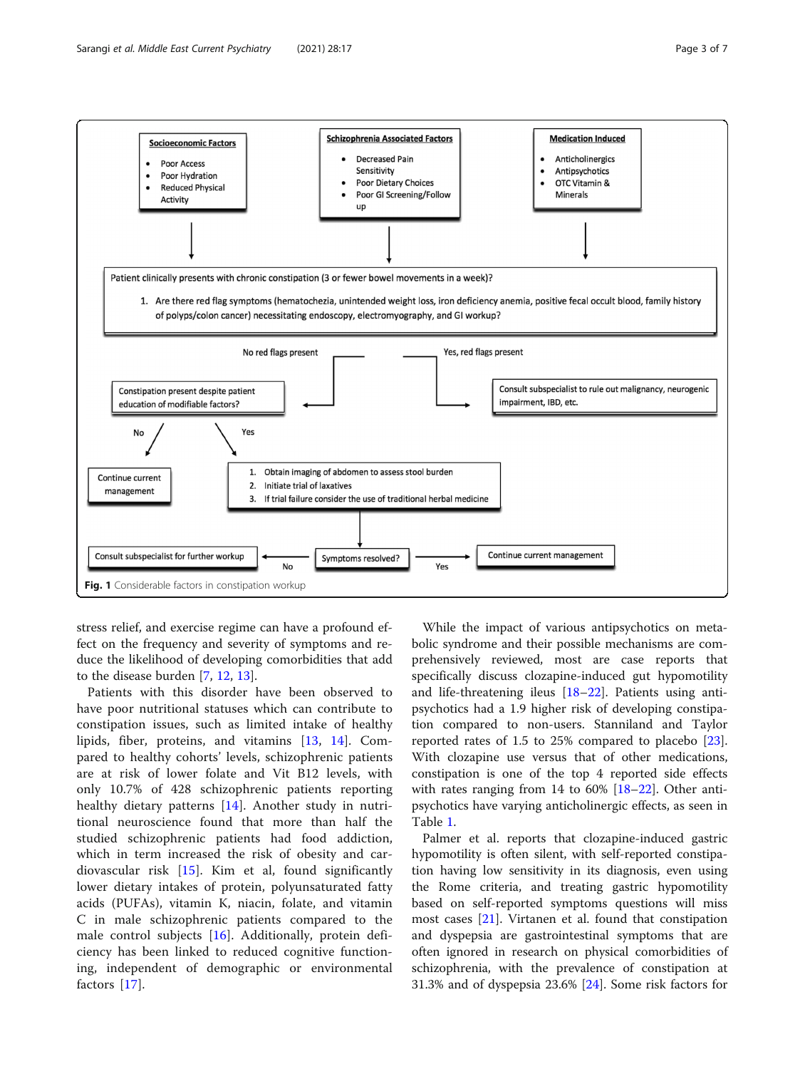**Socioeconomic Factors**

- Poor Access
- Poor Hydration
- Reduced Physical Activity

**Schizophrenia Associated Factors**

- Decreased Pain Sensitivity
- Poor Dietary Choices
- Poor GI Screening/Follow up

**Medication Induced**

- Anticholinergics
- Antipsychotics
- OTC Vitamin & Minerals

Patient clinically presents with chronic constipation (3 or fewer bowel movements in a week)?

1. Are there red flag symptoms (hematochezia, unintended weight loss, iron deficiency anemia, positive fecal occult blood, family history of polyps/colon cancer) necessitating endoscopy, electromyography, and GI workup?

No red flags present → Constipation present despite patient education of modifiable factors?

- No → Continue current management
- Yes →
  1. Obtain imaging of abdomen to assess stool burden
  2. Initiate trial of laxatives
  3. If trial failure consider the use of traditional herbal medicine

  → Symptoms resolved?
  - No → Consult subspecialist for further workup
  - Yes → Continue current management

Yes, red flags present → Consult subspecialist to rule out malignancy, neurogenic impairment, IBD, etc.

**Fig. 1** Considerable factors in constipation workup

stress relief, and exercise regime can have a profound effect on the frequency and severity of symptoms and reduce the likelihood of developing comorbidities that add to the disease burden [7, 12, 13].

Patients with this disorder have been observed to have poor nutritional statuses which can contribute to constipation issues, such as limited intake of healthy lipids, fiber, proteins, and vitamins [13, 14]. Compared to healthy cohorts' levels, schizophrenic patients are at risk of lower folate and Vit B12 levels, with only 10.7% of 428 schizophrenic patients reporting healthy dietary patterns [14]. Another study in nutritional neuroscience found that more than half the studied schizophrenic patients had food addiction, which in term increased the risk of obesity and cardiovascular risk [15]. Kim et al, found significantly lower dietary intakes of protein, polyunsaturated fatty acids (PUFAs), vitamin K, niacin, folate, and vitamin C in male schizophrenic patients compared to the male control subjects [16]. Additionally, protein deficiency has been linked to reduced cognitive functioning, independent of demographic or environmental factors [17].

While the impact of various antipsychotics on metabolic syndrome and their possible mechanisms are comprehensively reviewed, most are case reports that specifically discuss clozapine-induced gut hypomotility and life-threatening ileus [18–22]. Patients using antipsychotics had a 1.9 higher risk of developing constipation compared to non-users. Stanniland and Taylor reported rates of 1.5 to 25% compared to placebo [23]. With clozapine use versus that of other medications, constipation is one of the top 4 reported side effects with rates ranging from 14 to 60% [18–22]. Other antipsychotics have varying anticholinergic effects, as seen in Table 1.

Palmer et al. reports that clozapine-induced gastric hypomotility is often silent, with self-reported constipation having low sensitivity in its diagnosis, even using the Rome criteria, and treating gastric hypomotility based on self-reported symptoms questions will miss most cases [21]. Virtanen et al. found that constipation and dyspepsia are gastrointestinal symptoms that are often ignored in research on physical comorbidities of schizophrenia, with the prevalence of constipation at 31.3% and of dyspepsia 23.6% [24]. Some risk factors for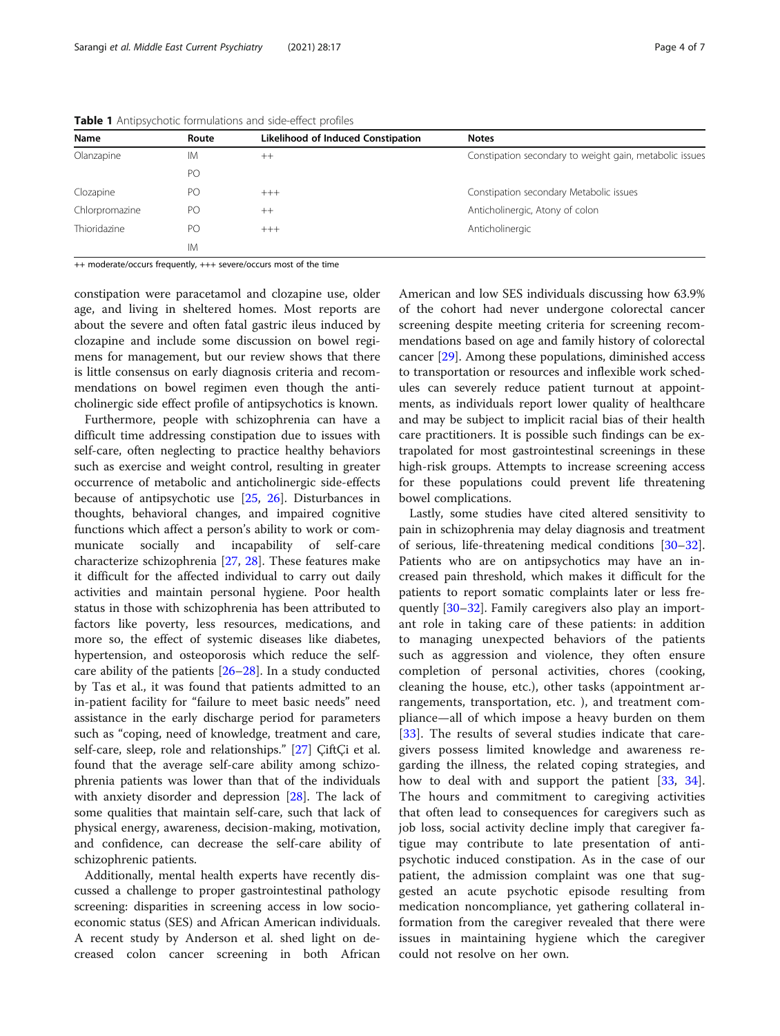**Table 1** Antipsychotic formulations and side-effect profiles

| Name | Route | Likelihood of Induced Constipation | Notes |
| --- | --- | --- | --- |
| Olanzapine | IM | ++ | Constipation secondary to weight gain, metabolic issues |
| | PO | | |
| Clozapine | PO | +++ | Constipation secondary Metabolic issues |
| Chlorpromazine | PO | ++ | Anticholinergic, Atony of colon |
| Thioridazine | PO | +++ | Anticholinergic |
| | IM | | |

++ moderate/occurs frequently, +++ severe/occurs most of the time

constipation were paracetamol and clozapine use, older age, and living in sheltered homes. Most reports are about the severe and often fatal gastric ileus induced by clozapine and include some discussion on bowel regimens for management, but our review shows that there is little consensus on early diagnosis criteria and recommendations on bowel regimen even though the anticholinergic side effect profile of antipsychotics is known.

Furthermore, people with schizophrenia can have a difficult time addressing constipation due to issues with self-care, often neglecting to practice healthy behaviors such as exercise and weight control, resulting in greater occurrence of metabolic and anticholinergic side-effects because of antipsychotic use [25, 26]. Disturbances in thoughts, behavioral changes, and impaired cognitive functions which affect a person's ability to work or communicate socially and incapability of self-care characterize schizophrenia [27, 28]. These features make it difficult for the affected individual to carry out daily activities and maintain personal hygiene. Poor health status in those with schizophrenia has been attributed to factors like poverty, less resources, medications, and more so, the effect of systemic diseases like diabetes, hypertension, and osteoporosis which reduce the self-care ability of the patients [26–28]. In a study conducted by Tas et al., it was found that patients admitted to an in-patient facility for "failure to meet basic needs" need assistance in the early discharge period for parameters such as "coping, need of knowledge, treatment and care, self-care, sleep, role and relationships." [27] ÇiftÇi et al. found that the average self-care ability among schizophrenia patients was lower than that of the individuals with anxiety disorder and depression [28]. The lack of some qualities that maintain self-care, such that lack of physical energy, awareness, decision-making, motivation, and confidence, can decrease the self-care ability of schizophrenic patients.

Additionally, mental health experts have recently discussed a challenge to proper gastrointestinal pathology screening: disparities in screening access in low socioeconomic status (SES) and African American individuals. A recent study by Anderson et al. shed light on decreased colon cancer screening in both African American and low SES individuals discussing how 63.9% of the cohort had never undergone colorectal cancer screening despite meeting criteria for screening recommendations based on age and family history of colorectal cancer [29]. Among these populations, diminished access to transportation or resources and inflexible work schedules can severely reduce patient turnout at appointments, as individuals report lower quality of healthcare and may be subject to implicit racial bias of their health care practitioners. It is possible such findings can be extrapolated for most gastrointestinal screenings in these high-risk populations. Attempts to increase screening access for these populations could prevent life threatening bowel complications.

Lastly, some studies have cited altered sensitivity to pain in schizophrenia may delay diagnosis and treatment of serious, life-threatening medical conditions [30–32]. Patients who are on antipsychotics may have an increased pain threshold, which makes it difficult for the patients to report somatic complaints later or less frequently [30–32]. Family caregivers also play an important role in taking care of these patients: in addition to managing unexpected behaviors of the patients such as aggression and violence, they often ensure completion of personal activities, chores (cooking, cleaning the house, etc.), other tasks (appointment arrangements, transportation, etc. ), and treatment compliance—all of which impose a heavy burden on them [33]. The results of several studies indicate that caregivers possess limited knowledge and awareness regarding the illness, the related coping strategies, and how to deal with and support the patient [33, 34]. The hours and commitment to caregiving activities that often lead to consequences for caregivers such as job loss, social activity decline imply that caregiver fatigue may contribute to late presentation of antipsychotic induced constipation. As in the case of our patient, the admission complaint was one that suggested an acute psychotic episode resulting from medication noncompliance, yet gathering collateral information from the caregiver revealed that there were issues in maintaining hygiene which the caregiver could not resolve on her own.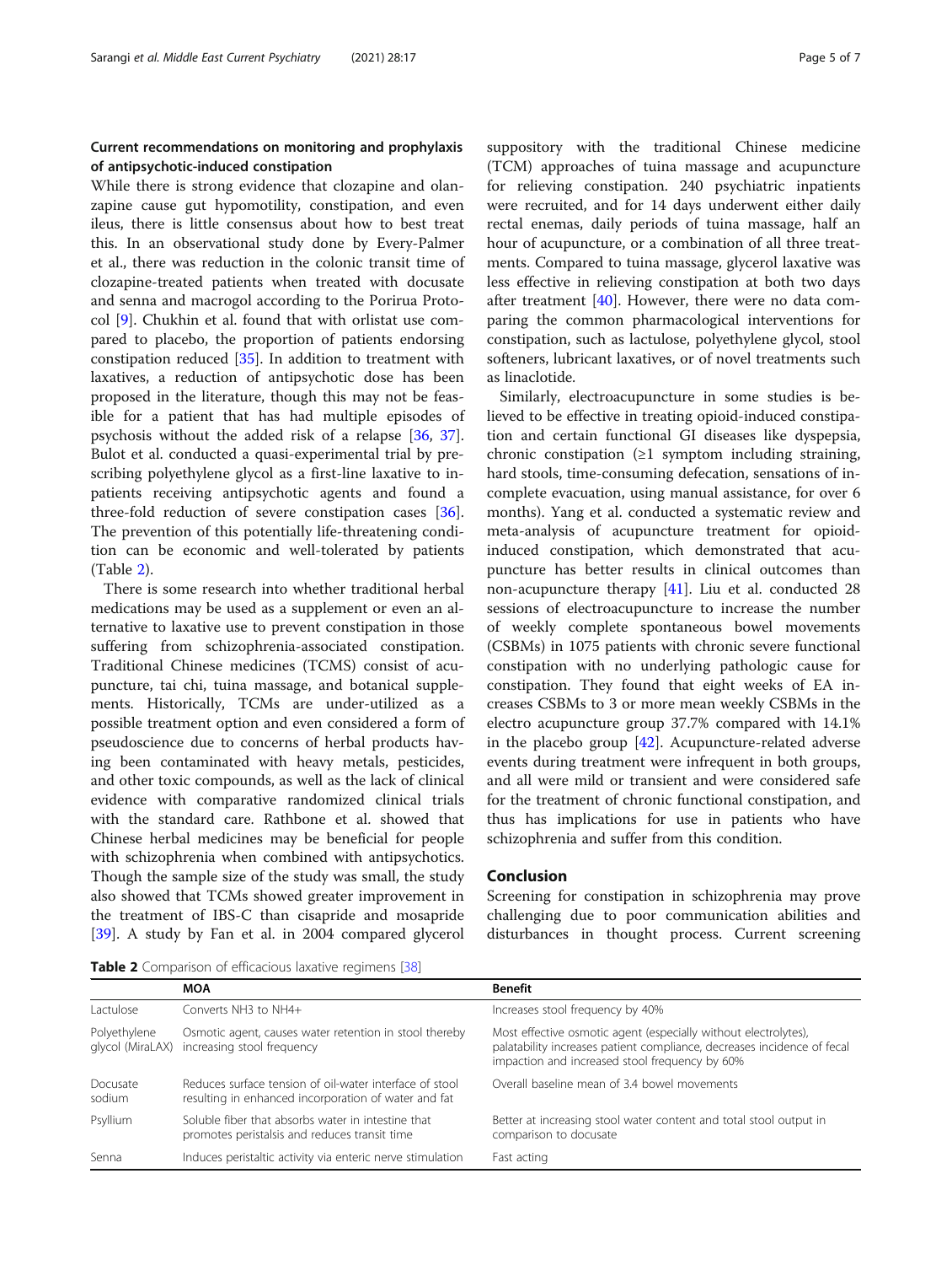### Current recommendations on monitoring and prophylaxis of antipsychotic-induced constipation

While there is strong evidence that clozapine and olanzapine cause gut hypomotility, constipation, and even ileus, there is little consensus about how to best treat this. In an observational study done by Every-Palmer et al., there was reduction in the colonic transit time of clozapine-treated patients when treated with docusate and senna and macrogol according to the Porirua Protocol [9]. Chukhin et al. found that with orlistat use compared to placebo, the proportion of patients endorsing constipation reduced [35]. In addition to treatment with laxatives, a reduction of antipsychotic dose has been proposed in the literature, though this may not be feasible for a patient that has had multiple episodes of psychosis without the added risk of a relapse [36, 37]. Bulot et al. conducted a quasi-experimental trial by prescribing polyethylene glycol as a first-line laxative to inpatients receiving antipsychotic agents and found a three-fold reduction of severe constipation cases [36]. The prevention of this potentially life-threatening condition can be economic and well-tolerated by patients (Table 2).

There is some research into whether traditional herbal medications may be used as a supplement or even an alternative to laxative use to prevent constipation in those suffering from schizophrenia-associated constipation. Traditional Chinese medicines (TCMS) consist of acupuncture, tai chi, tuina massage, and botanical supplements. Historically, TCMs are under-utilized as a possible treatment option and even considered a form of pseudoscience due to concerns of herbal products having been contaminated with heavy metals, pesticides, and other toxic compounds, as well as the lack of clinical evidence with comparative randomized clinical trials with the standard care. Rathbone et al. showed that Chinese herbal medicines may be beneficial for people with schizophrenia when combined with antipsychotics. Though the sample size of the study was small, the study also showed that TCMs showed greater improvement in the treatment of IBS-C than cisapride and mosapride [39]. A study by Fan et al. in 2004 compared glycerol suppository with the traditional Chinese medicine (TCM) approaches of tuina massage and acupuncture for relieving constipation. 240 psychiatric inpatients were recruited, and for 14 days underwent either daily rectal enemas, daily periods of tuina massage, half an hour of acupuncture, or a combination of all three treatments. Compared to tuina massage, glycerol laxative was less effective in relieving constipation at both two days after treatment [40]. However, there were no data comparing the common pharmacological interventions for constipation, such as lactulose, polyethylene glycol, stool softeners, lubricant laxatives, or of novel treatments such as linaclotide.

Similarly, electroacupuncture in some studies is believed to be effective in treating opioid-induced constipation and certain functional GI diseases like dyspepsia, chronic constipation (≥1 symptom including straining, hard stools, time-consuming defecation, sensations of incomplete evacuation, using manual assistance, for over 6 months). Yang et al. conducted a systematic review and meta-analysis of acupuncture treatment for opioid-induced constipation, which demonstrated that acupuncture has better results in clinical outcomes than non-acupuncture therapy [41]. Liu et al. conducted 28 sessions of electroacupuncture to increase the number of weekly complete spontaneous bowel movements (CSBMs) in 1075 patients with chronic severe functional constipation with no underlying pathologic cause for constipation. They found that eight weeks of EA increases CSBMs to 3 or more mean weekly CSBMs in the electro acupuncture group 37.7% compared with 14.1% in the placebo group [42]. Acupuncture-related adverse events during treatment were infrequent in both groups, and all were mild or transient and were considered safe for the treatment of chronic functional constipation, and thus has implications for use in patients who have schizophrenia and suffer from this condition.

## Conclusion

Screening for constipation in schizophrenia may prove challenging due to poor communication abilities and disturbances in thought process. Current screening

**Table 2** Comparison of efficacious laxative regimens [38]

| | MOA | Benefit |
|---|---|---|
| Lactulose | Converts $NH_3$ to $NH_4^+$ | Increases stool frequency by 40% |
| Polyethylene glycol (MiraLAX) | Osmotic agent, causes water retention in stool thereby increasing stool frequency | Most effective osmotic agent (especially without electrolytes), palatability increases patient compliance, decreases incidence of fecal impaction and increased stool frequency by 60% |
| Docusate sodium | Reduces surface tension of oil-water interface of stool resulting in enhanced incorporation of water and fat | Overall baseline mean of 3.4 bowel movements |
| Psyllium | Soluble fiber that absorbs water in intestine that promotes peristalsis and reduces transit time | Better at increasing stool water content and total stool output in comparison to docusate |
| Senna | Induces peristaltic activity via enteric nerve stimulation | Fast acting |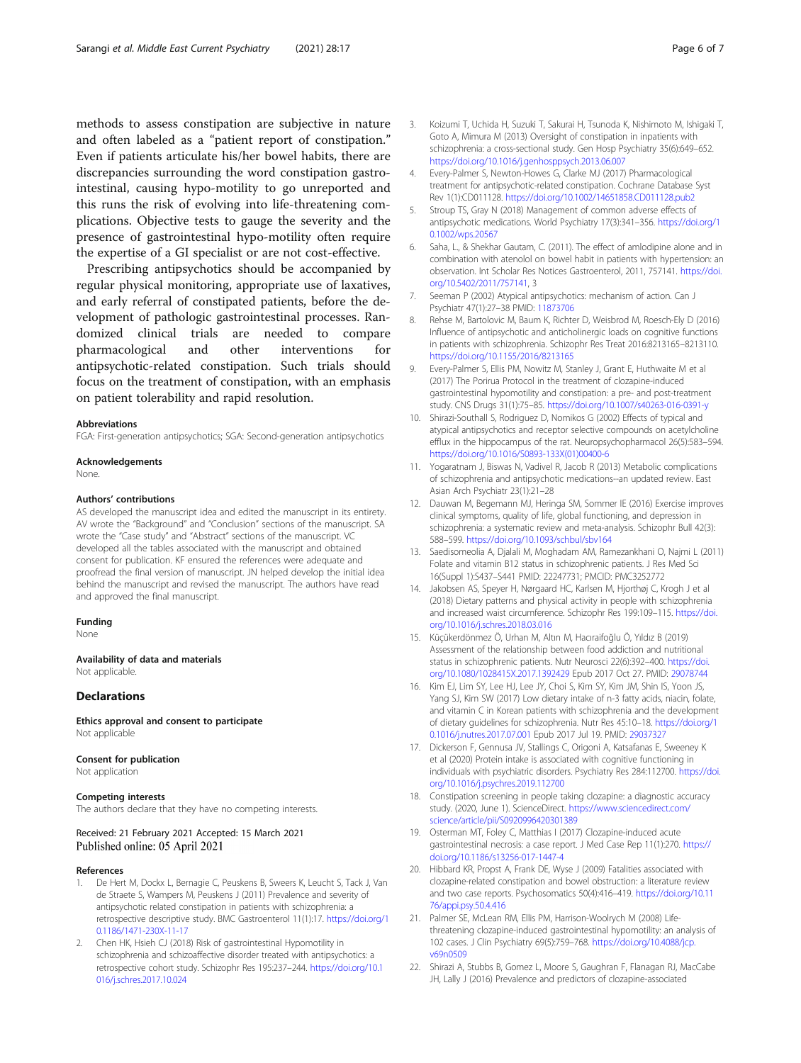methods to assess constipation are subjective in nature and often labeled as a "patient report of constipation." Even if patients articulate his/her bowel habits, there are discrepancies surrounding the word constipation gastrointestinal, causing hypo-motility to go unreported and this runs the risk of evolving into life-threatening complications. Objective tests to gauge the severity and the presence of gastrointestinal hypo-motility often require the expertise of a GI specialist or are not cost-effective.

Prescribing antipsychotics should be accompanied by regular physical monitoring, appropriate use of laxatives, and early referral of constipated patients, before the development of pathologic gastrointestinal processes. Randomized clinical trials are needed to compare pharmacological and other interventions for antipsychotic-related constipation. Such trials should focus on the treatment of constipation, with an emphasis on patient tolerability and rapid resolution.

#### Abbreviations

FGA: First-generation antipsychotics; SGA: Second-generation antipsychotics

#### Acknowledgements

None.

#### Authors' contributions

AS developed the manuscript idea and edited the manuscript in its entirety. AV wrote the "Background" and "Conclusion" sections of the manuscript. SA wrote the "Case study" and "Abstract" sections of the manuscript. VC developed all the tables associated with the manuscript and obtained consent for publication. KF ensured the references were adequate and proofread the final version of manuscript. JN helped develop the initial idea behind the manuscript and revised the manuscript. The authors have read and approved the final manuscript.

#### Funding

None

#### Availability of data and materials

Not applicable.

## Declarations

#### Ethics approval and consent to participate

Not applicable

#### Consent for publication

Not application

#### Competing interests

The authors declare that they have no competing interests.

Received: 21 February 2021 Accepted: 15 March 2021
Published online: 05 April 2021

#### References

1. De Hert M, Dockx L, Bernagie C, Peuskens B, Sweers K, Leucht S, Tack J, Van de Straete S, Wampers M, Peuskens J (2011) Prevalence and severity of antipsychotic related constipation in patients with schizophrenia: a retrospective descriptive study. BMC Gastroenterol 11(1):17. https://doi.org/10.1186/1471-230X-11-17
2. Chen HK, Hsieh CJ (2018) Risk of gastrointestinal Hypomotility in schizophrenia and schizoaffective disorder treated with antipsychotics: a retrospective cohort study. Schizophr Res 195:237–244. https://doi.org/10.1016/j.schres.2017.10.024
3. Koizumi T, Uchida H, Suzuki T, Sakurai H, Tsunoda K, Nishimoto M, Ishigaki T, Goto A, Mimura M (2013) Oversight of constipation in inpatients with schizophrenia: a cross-sectional study. Gen Hosp Psychiatry 35(6):649–652. https://doi.org/10.1016/j.genhosppsych.2013.06.007
4. Every-Palmer S, Newton-Howes G, Clarke MJ (2017) Pharmacological treatment for antipsychotic-related constipation. Cochrane Database Syst Rev 1(1):CD011128. https://doi.org/10.1002/14651858.CD011128.pub2
5. Stroup TS, Gray N (2018) Management of common adverse effects of antipsychotic medications. World Psychiatry 17(3):341–356. https://doi.org/10.1002/wps.20567
6. Saha, L., & Shekhar Gautam, C. (2011). The effect of amlodipine alone and in combination with atenolol on bowel habit in patients with hypertension: an observation. Int Scholar Res Notices Gastroenterol, 2011, 757141. https://doi.org/10.5402/2011/757141, 3
7. Seeman P (2002) Atypical antipsychotics: mechanism of action. Can J Psychiatr 47(1):27–38 PMID: 11873706
8. Rehse M, Bartolovic M, Baum K, Richter D, Weisbrod M, Roesch-Ely D (2016) Influence of antipsychotic and anticholinergic loads on cognitive functions in patients with schizophrenia. Schizophr Res Treat 2016:8213165–8213110. https://doi.org/10.1155/2016/8213165
9. Every-Palmer S, Ellis PM, Nowitz M, Stanley J, Grant E, Huthwaite M et al (2017) The Porirua Protocol in the treatment of clozapine-induced gastrointestinal hypomotility and constipation: a pre- and post-treatment study. CNS Drugs 31(1):75–85. https://doi.org/10.1007/s40263-016-0391-y
10. Shirazi-Southall S, Rodriguez D, Nomikos G (2002) Effects of typical and atypical antipsychotics and receptor selective compounds on acetylcholine efflux in the hippocampus of the rat. Neuropsychopharmacol 26(5):583–594. https://doi.org/10.1016/S0893-133X(01)00400-6
11. Yogaratnam J, Biswas N, Vadivel R, Jacob R (2013) Metabolic complications of schizophrenia and antipsychotic medications--an updated review. East Asian Arch Psychiatr 23(1):21–28
12. Dauwan M, Begemann MJ, Heringa SM, Sommer IE (2016) Exercise improves clinical symptoms, quality of life, global functioning, and depression in schizophrenia: a systematic review and meta-analysis. Schizophr Bull 42(3): 588–599. https://doi.org/10.1093/schbul/sbv164
13. Saedisomeolia A, Djalali M, Moghadam AM, Ramezankhani O, Najmi L (2011) Folate and vitamin B12 status in schizophrenic patients. J Res Med Sci 16(Suppl 1):S437–S441 PMID: 22247731; PMCID: PMC3252772
14. Jakobsen AS, Speyer H, Nørgaard HC, Karlsen M, Hjorthøj C, Krogh J et al (2018) Dietary patterns and physical activity in people with schizophrenia and increased waist circumference. Schizophr Res 199:109–115. https://doi.org/10.1016/j.schres.2018.03.016
15. Küçükerdönmez Ö, Urhan M, Altın M, Hacıraifoğlu Ö, Yıldız B (2019) Assessment of the relationship between food addiction and nutritional status in schizophrenic patients. Nutr Neurosci 22(6):392–400. https://doi.org/10.1080/1028415X.2017.1392429 Epub 2017 Oct 27. PMID: 29078744
16. Kim EJ, Lim SY, Lee HJ, Lee JY, Choi S, Kim SY, Kim JM, Shin IS, Yoon JS, Yang SJ, Kim SW (2017) Low dietary intake of n-3 fatty acids, niacin, folate, and vitamin C in Korean patients with schizophrenia and the development of dietary guidelines for schizophrenia. Nutr Res 45:10–18. https://doi.org/10.1016/j.nutres.2017.07.001 Epub 2017 Jul 19. PMID: 29037327
17. Dickerson F, Gennusa JV, Stallings C, Origoni A, Katsafanas E, Sweeney K et al (2020) Protein intake is associated with cognitive functioning in individuals with psychiatric disorders. Psychiatry Res 284:112700. https://doi.org/10.1016/j.psychres.2019.112700
18. Constipation screening in people taking clozapine: a diagnostic accuracy study. (2020, June 1). ScienceDirect. https://www.sciencedirect.com/science/article/pii/S0920996420301389
19. Osterman MT, Foley C, Matthias I (2017) Clozapine-induced acute gastrointestinal necrosis: a case report. J Med Case Rep 11(1):270. https://doi.org/10.1186/s13256-017-1447-4
20. Hibbard KR, Propst A, Frank DE, Wyse J (2009) Fatalities associated with clozapine-related constipation and bowel obstruction: a literature review and two case reports. Psychosomatics 50(4):416–419. https://doi.org/10.1176/appi.psy.50.4.416
21. Palmer SE, McLean RM, Ellis PM, Harrison-Woolrych M (2008) Life-threatening clozapine-induced gastrointestinal hypomotility: an analysis of 102 cases. J Clin Psychiatry 69(5):759–768. https://doi.org/10.4088/jcp.v69n0509
22. Shirazi A, Stubbs B, Gomez L, Moore S, Gaughran F, Flanagan RJ, MacCabe JH, Lally J (2016) Prevalence and predictors of clozapine-associated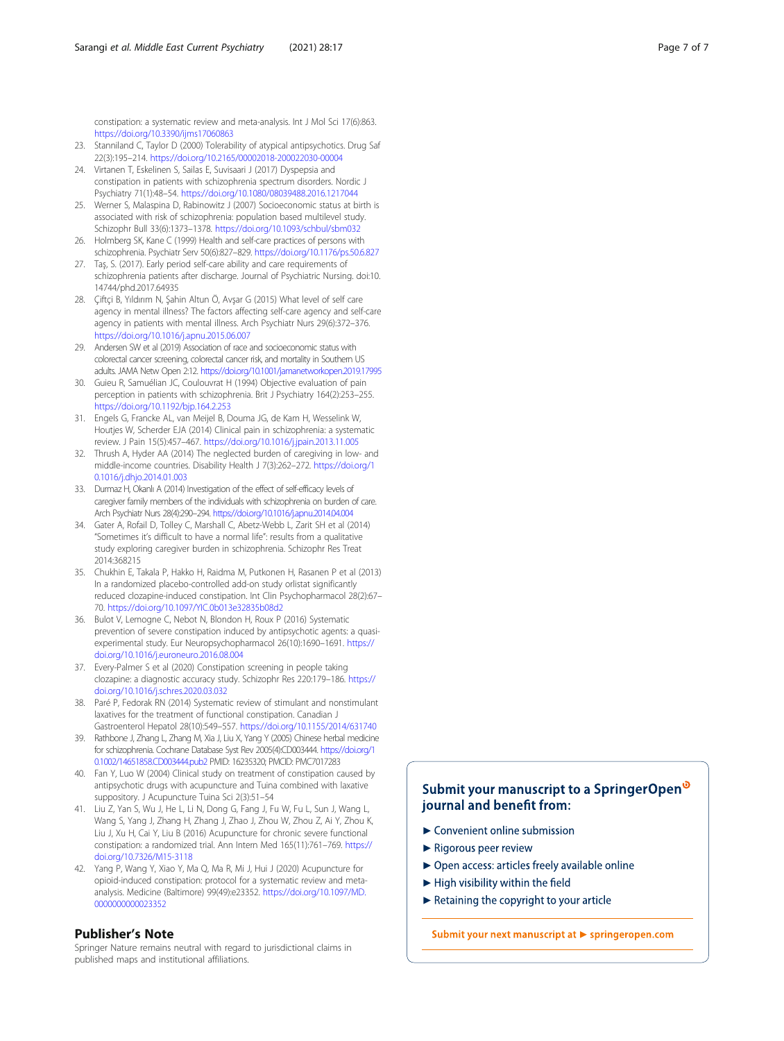constipation: a systematic review and meta-analysis. Int J Mol Sci 17(6):863. https://doi.org/10.3390/ijms17060863

23. Stanniland C, Taylor D (2000) Tolerability of atypical antipsychotics. Drug Saf 22(3):195–214. https://doi.org/10.2165/00002018-200022030-00004
24. Virtanen T, Eskelinen S, Sailas E, Suvisaari J (2017) Dyspepsia and constipation in patients with schizophrenia spectrum disorders. Nordic J Psychiatry 71(1):48–54. https://doi.org/10.1080/08039488.2016.1217044
25. Werner S, Malaspina D, Rabinowitz J (2007) Socioeconomic status at birth is associated with risk of schizophrenia: population based multilevel study. Schizophr Bull 33(6):1373–1378. https://doi.org/10.1093/schbul/sbm032
26. Holmberg SK, Kane C (1999) Health and self-care practices of persons with schizophrenia. Psychiatr Serv 50(6):827–829. https://doi.org/10.1176/ps.50.6.827
27. Taş, S. (2017). Early period self-care ability and care requirements of schizophrenia patients after discharge. Journal of Psychiatric Nursing. doi:10.14744/phd.2017.64935
28. Çiftçi B, Yıldırım N, Şahin Altun Ö, Avşar G (2015) What level of self care agency in mental illness? The factors affecting self-care agency and self-care agency in patients with mental illness. Arch Psychiatr Nurs 29(6):372–376. https://doi.org/10.1016/j.apnu.2015.06.007
29. Andersen SW et al (2019) Association of race and socioeconomic status with colorectal cancer screening, colorectal cancer risk, and mortality in Southern US adults. JAMA Netw Open 2:12. https://doi.org/10.1001/jamanetworkopen.2019.17995
30. Guieu R, Samuélian JC, Coulouvrat H (1994) Objective evaluation of pain perception in patients with schizophrenia. Brit J Psychiatry 164(2):253–255. https://doi.org/10.1192/bjp.164.2.253
31. Engels G, Francke AL, van Meijel B, Douma JG, de Kam H, Wesselink W, Houtjes W, Scherder EJA (2014) Clinical pain in schizophrenia: a systematic review. J Pain 15(5):457–467. https://doi.org/10.1016/j.jpain.2013.11.005
32. Thrush A, Hyder AA (2014) The neglected burden of caregiving in low- and middle-income countries. Disability Health J 7(3):262–272. https://doi.org/10.1016/j.dhjo.2014.01.003
33. Durmaz H, Okanlı A (2014) Investigation of the effect of self-efficacy levels of caregiver family members of the individuals with schizophrenia on burden of care. Arch Psychiatr Nurs 28(4):290–294. https://doi.org/10.1016/j.apnu.2014.04.004
34. Gater A, Rofail D, Tolley C, Marshall C, Abetz-Webb L, Zarit SH et al (2014) "Sometimes it's difficult to have a normal life": results from a qualitative study exploring caregiver burden in schizophrenia. Schizophr Res Treat 2014:368215
35. Chukhin E, Takala P, Hakko H, Raidma M, Putkonen H, Rasanen P et al (2013) In a randomized placebo-controlled add-on study orlistat significantly reduced clozapine-induced constipation. Int Clin Psychopharmacol 28(2):67–70. https://doi.org/10.1097/YIC.0b013e32835b08d2
36. Bulot V, Lemogne C, Nebot N, Blondon H, Roux P (2016) Systematic prevention of severe constipation induced by antipsychotic agents: a quasi-experimental study. Eur Neuropsychopharmacol 26(10):1690–1691. https://doi.org/10.1016/j.euroneuro.2016.08.004
37. Every-Palmer S et al (2020) Constipation screening in people taking clozapine: a diagnostic accuracy study. Schizophr Res 220:179–186. https://doi.org/10.1016/j.schres.2020.03.032
38. Paré P, Fedorak RN (2014) Systematic review of stimulant and nonstimulant laxatives for the treatment of functional constipation. Canadian J Gastroenterol Hepatol 28(10):549–557. https://doi.org/10.1155/2014/631740
39. Rathbone J, Zhang L, Zhang M, Xia J, Liu X, Yang Y (2005) Chinese herbal medicine for schizophrenia. Cochrane Database Syst Rev 2005(4):CD003444. https://doi.org/10.1002/14651858.CD003444.pub2 PMID: 16235320; PMCID: PMC7017283
40. Fan Y, Luo W (2004) Clinical study on treatment of constipation caused by antipsychotic drugs with acupuncture and Tuina combined with laxative suppository. J Acupuncture Tuina Sci 2(3):51–54
41. Liu Z, Yan S, Wu J, He L, Li N, Dong G, Fang J, Fu W, Fu L, Sun J, Wang L, Wang S, Yang J, Zhang H, Zhang J, Zhao J, Zhou W, Zhou Z, Ai Y, Zhou K, Liu J, Xu H, Cai Y, Liu B (2016) Acupuncture for chronic severe functional constipation: a randomized trial. Ann Intern Med 165(11):761–769. https://doi.org/10.7326/M15-3118
42. Yang P, Wang Y, Xiao Y, Ma Q, Ma R, Mi J, Hui J (2020) Acupuncture for opioid-induced constipation: protocol for a systematic review and meta-analysis. Medicine (Baltimore) 99(49):e23352. https://doi.org/10.1097/MD.0000000000023352

## Publisher's Note

Springer Nature remains neutral with regard to jurisdictional claims in published maps and institutional affiliations.

**Submit your manuscript to a SpringerOpen journal and benefit from:**

- ► Convenient online submission
- ► Rigorous peer review
- ► Open access: articles freely available online
- ► High visibility within the field
- ► Retaining the copyright to your article

Submit your next manuscript at ► springeropen.com